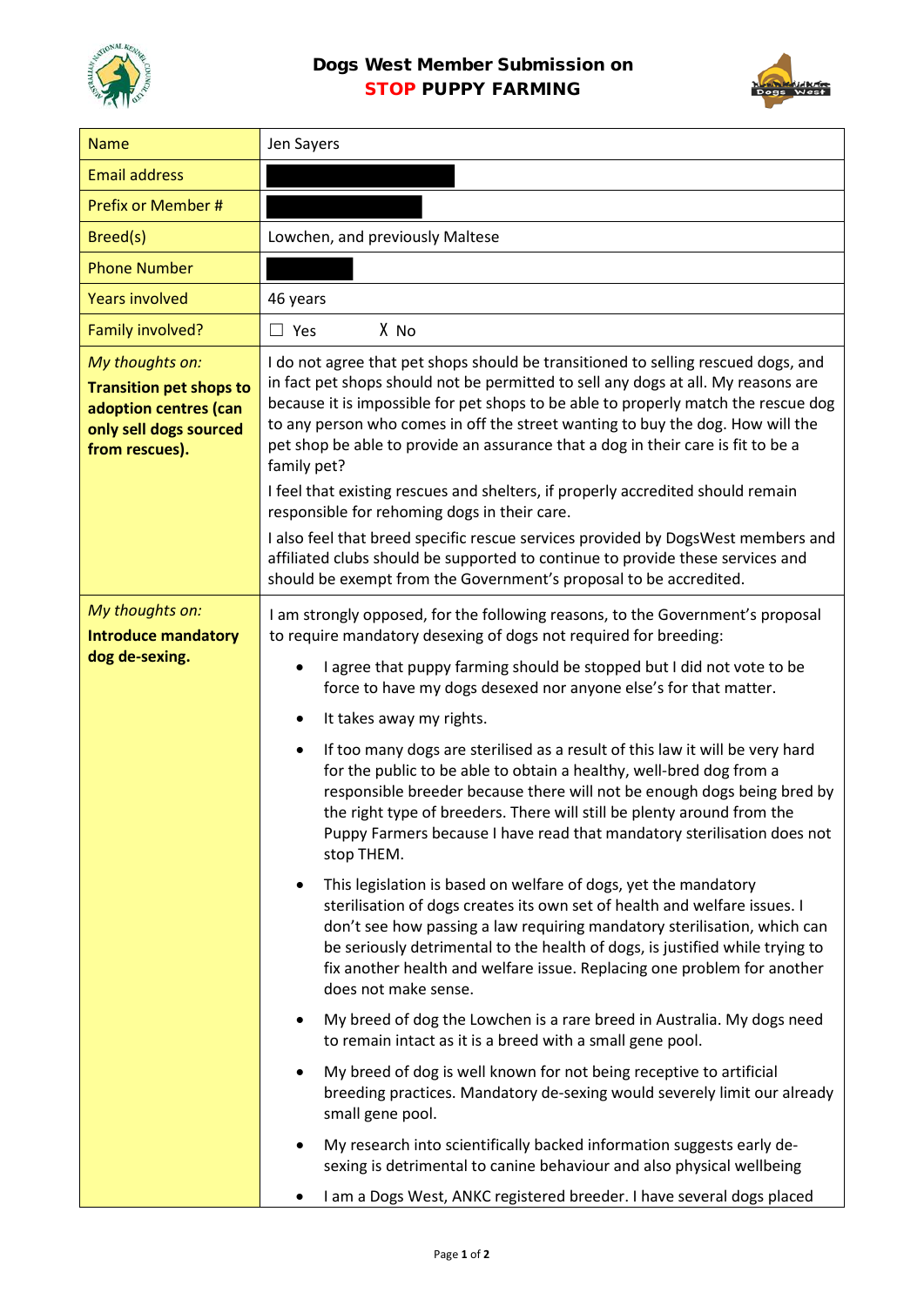# Dogs West Member Submission on STOP PUPPY FARMING

| | |
|---|---|
| Name | Jen Sayers |
| Email address | |
| Prefix or Member # | |
| Breed(s) | Lowchen, and previously Maltese |
| Phone Number | |
| Years involved | 46 years |
| Family involved? | ☐ Yes ☓ No |
| *My thoughts on:* **Transition pet shops to adoption centres (can only sell dogs sourced from rescues).** | I do not agree that pet shops should be transitioned to selling rescued dogs, and in fact pet shops should not be permitted to sell any dogs at all. My reasons are because it is impossible for pet shops to be able to properly match the rescue dog to any person who comes in off the street wanting to buy the dog. How will the pet shop be able to provide an assurance that a dog in their care is fit to be a family pet?<br><br>I feel that existing rescues and shelters, if properly accredited should remain responsible for rehoming dogs in their care.<br><br>I also feel that breed specific rescue services provided by DogsWest members and affiliated clubs should be supported to continue to provide these services and should be exempt from the Government's proposal to be accredited. |
| *My thoughts on:* **Introduce mandatory dog de-sexing.** | I am strongly opposed, for the following reasons, to the Government's proposal to require mandatory desexing of dogs not required for breeding:<br><br>• I agree that puppy farming should be stopped but I did not vote to be force to have my dogs desexed nor anyone else's for that matter.<br><br>• It takes away my rights.<br><br>• If too many dogs are sterilised as a result of this law it will be very hard for the public to be able to obtain a healthy, well-bred dog from a responsible breeder because there will not be enough dogs being bred by the right type of breeders. There will still be plenty around from the Puppy Farmers because I have read that mandatory sterilisation does not stop THEM.<br><br>• This legislation is based on welfare of dogs, yet the mandatory sterilisation of dogs creates its own set of health and welfare issues. I don't see how passing a law requiring mandatory sterilisation, which can be seriously detrimental to the health of dogs, is justified while trying to fix another health and welfare issue. Replacing one problem for another does not make sense.<br><br>• My breed of dog the Lowchen is a rare breed in Australia. My dogs need to remain intact as it is a breed with a small gene pool.<br><br>• My breed of dog is well known for not being receptive to artificial breeding practices. Mandatory de-sexing would severely limit our already small gene pool.<br><br>• My research into scientifically backed information suggests early de-sexing is detrimental to canine behaviour and also physical wellbeing<br><br>• I am a Dogs West, ANKC registered breeder. I have several dogs placed |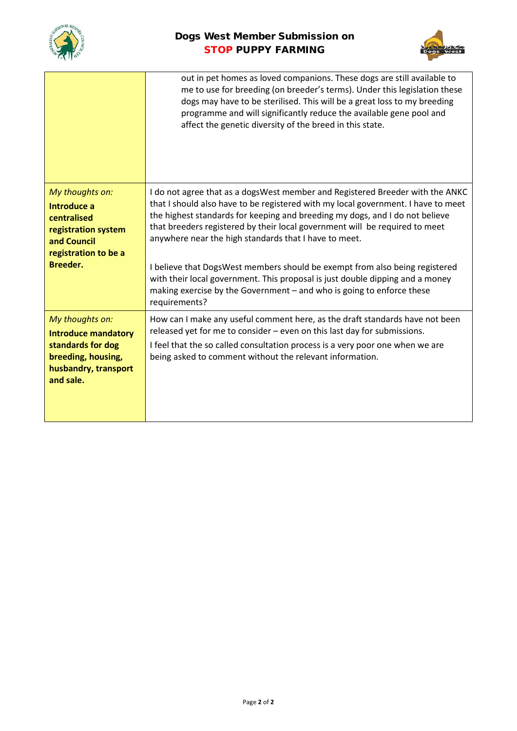| | |
|---|---|
| | out in pet homes as loved companions. These dogs are still available to me to use for breeding (on breeder's terms). Under this legislation these dogs may have to be sterilised. This will be a great loss to my breeding programme and will significantly reduce the available gene pool and affect the genetic diversity of the breed in this state. |
| *My thoughts on:* **Introduce a centralised registration system and Council registration to be a Breeder.** | I do not agree that as a dogsWest member and Registered Breeder with the ANKC that I should also have to be registered with my local government. I have to meet the highest standards for keeping and breeding my dogs, and I do not believe that breeders registered by their local government will be required to meet anywhere near the high standards that I have to meet.<br><br>I believe that DogsWest members should be exempt from also being registered with their local government. This proposal is just double dipping and a money making exercise by the Government – and who is going to enforce these requirements? |
| *My thoughts on:* **Introduce mandatory standards for dog breeding, housing, husbandry, transport and sale.** | How can I make any useful comment here, as the draft standards have not been released yet for me to consider – even on this last day for submissions.<br>I feel that the so called consultation process is a very poor one when we are being asked to comment without the relevant information. |